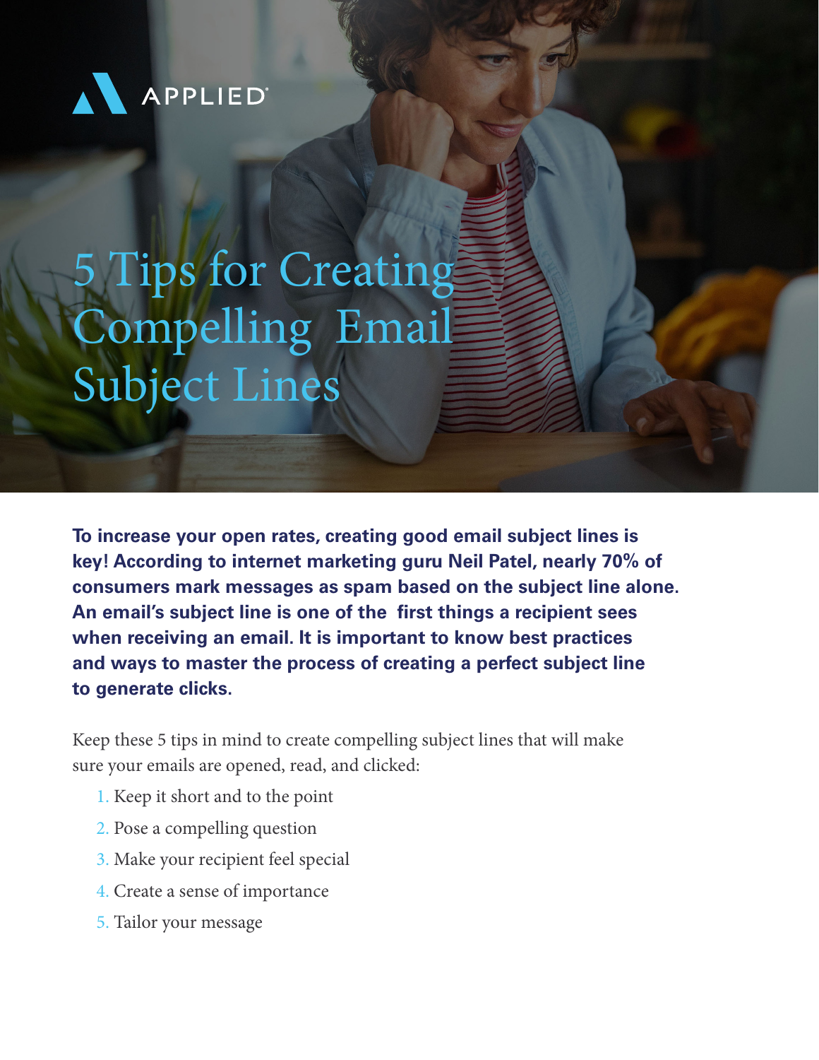APPLIED

# 5 Tips for Creating Compelling Email Subject Lines

**To increase your open rates, creating good email subject lines is key! According to internet marketing guru Neil Patel, nearly 70% of consumers mark messages as spam based on the subject line alone. An email's subject line is one of the first things a recipient sees when receiving an email. It is important to know best practices and ways to master the process of creating a perfect subject line to generate clicks.**

Keep these 5 tips in mind to create compelling subject lines that will make sure your emails are opened, read, and clicked:

1. Keep it short and to the point
2. Pose a compelling question
3. Make your recipient feel special
4. Create a sense of importance
5. Tailor your message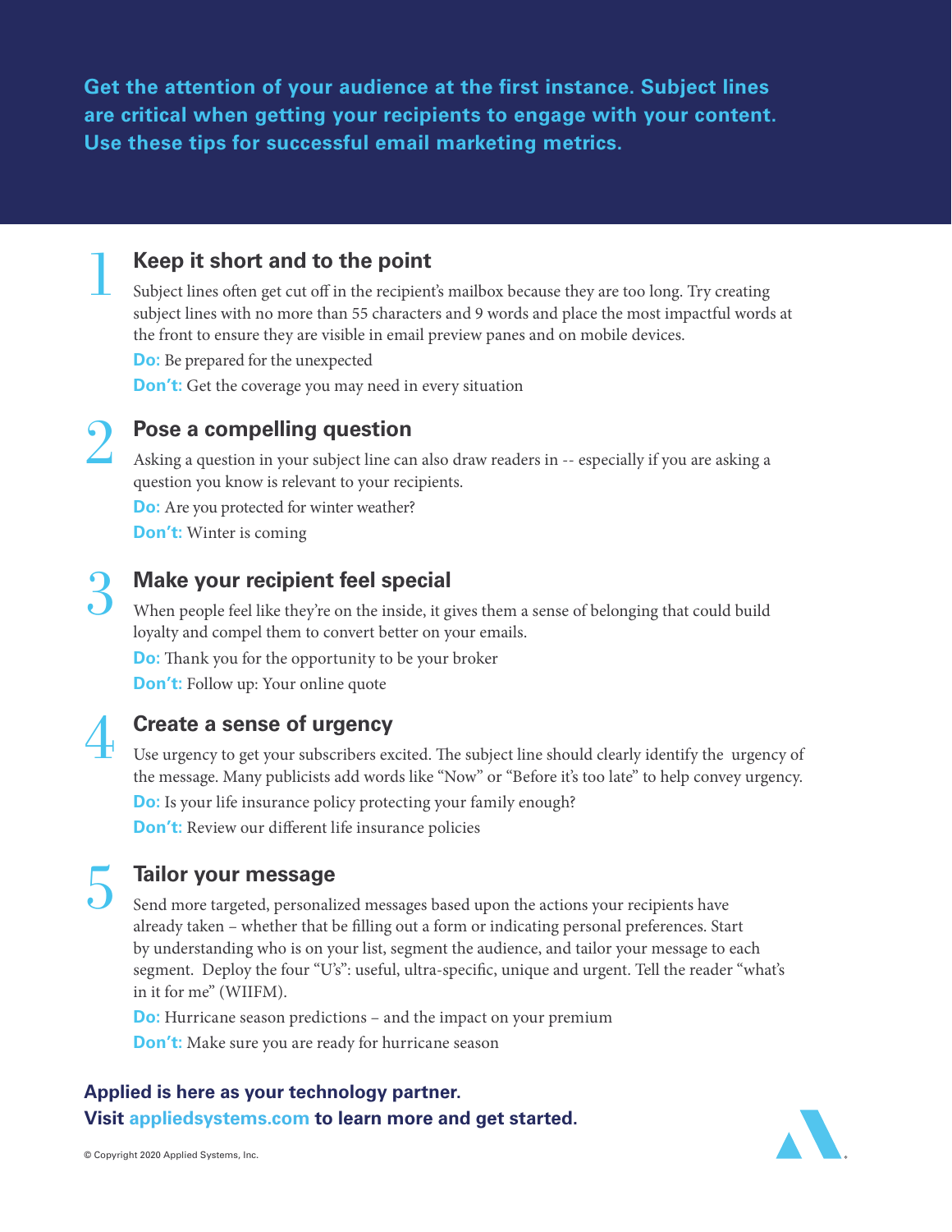**Get the attention of your audience at the first instance. Subject lines are critical when getting your recipients to engage with your content. Use these tips for successful email marketing metrics.**

## 1 Keep it short and to the point

Subject lines often get cut off in the recipient's mailbox because they are too long. Try creating subject lines with no more than 55 characters and 9 words and place the most impactful words at the front to ensure they are visible in email preview panes and on mobile devices.

**Do:** Be prepared for the unexpected

**Don't:** Get the coverage you may need in every situation

## 2 Pose a compelling question

Asking a question in your subject line can also draw readers in -- especially if you are asking a question you know is relevant to your recipients.

**Do:** Are you protected for winter weather?

**Don't:** Winter is coming

## 3 Make your recipient feel special

When people feel like they're on the inside, it gives them a sense of belonging that could build loyalty and compel them to convert better on your emails.

**Do:** Thank you for the opportunity to be your broker

**Don't:** Follow up: Your online quote

## 4 Create a sense of urgency

Use urgency to get your subscribers excited. The subject line should clearly identify the urgency of the message. Many publicists add words like "Now" or "Before it's too late" to help convey urgency.

**Do:** Is your life insurance policy protecting your family enough?

**Don't:** Review our different life insurance policies

## 5 Tailor your message

Send more targeted, personalized messages based upon the actions your recipients have already taken – whether that be filling out a form or indicating personal preferences. Start by understanding who is on your list, segment the audience, and tailor your message to each segment. Deploy the four "U's": useful, ultra-specific, unique and urgent. Tell the reader "what's in it for me" (WIIFM).

**Do:** Hurricane season predictions – and the impact on your premium

**Don't:** Make sure you are ready for hurricane season

**Applied is here as your technology partner.**
**Visit appliedsystems.com to learn more and get started.**

© Copyright 2020 Applied Systems, Inc.